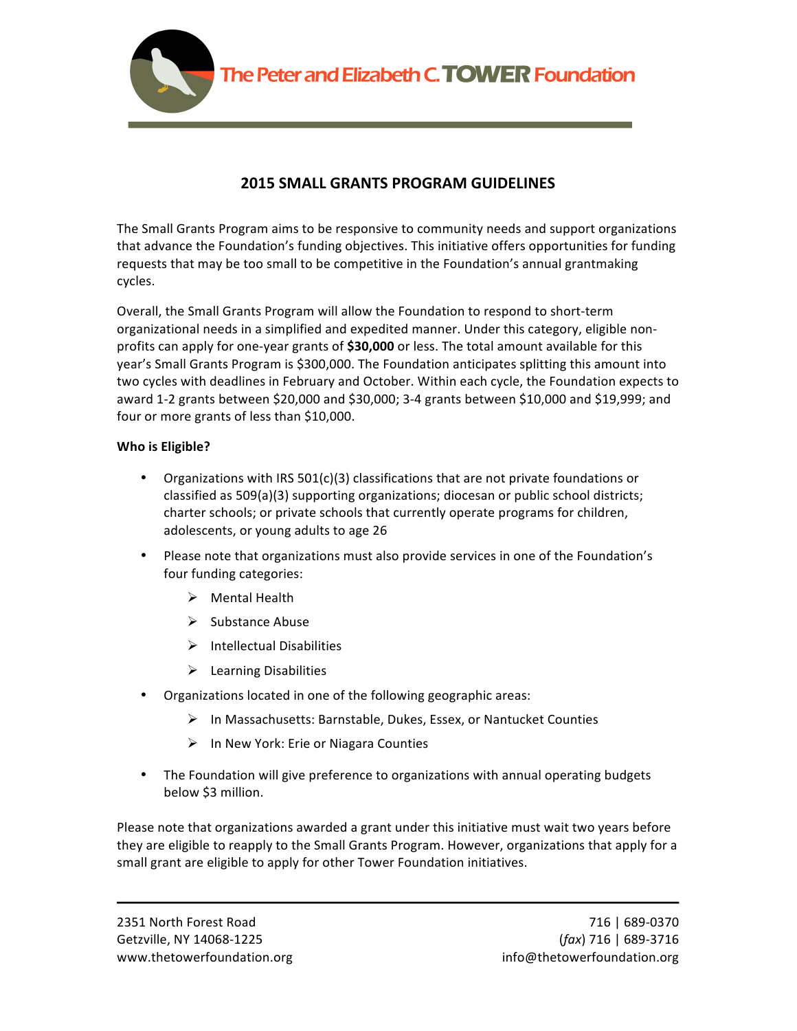The Peter and Elizabeth C. TOWER Foundation

## 2015 SMALL GRANTS PROGRAM GUIDELINES

The Small Grants Program aims to be responsive to community needs and support organizations that advance the Foundation's funding objectives. This initiative offers opportunities for funding requests that may be too small to be competitive in the Foundation's annual grantmaking cycles.

Overall, the Small Grants Program will allow the Foundation to respond to short-term organizational needs in a simplified and expedited manner. Under this category, eligible non-profits can apply for one-year grants of **$30,000** or less. The total amount available for this year's Small Grants Program is $300,000. The Foundation anticipates splitting this amount into two cycles with deadlines in February and October. Within each cycle, the Foundation expects to award 1-2 grants between $20,000 and $30,000; 3-4 grants between $10,000 and $19,999; and four or more grants of less than $10,000.

**Who is Eligible?**

- Organizations with IRS 501(c)(3) classifications that are not private foundations or classified as 509(a)(3) supporting organizations; diocesan or public school districts; charter schools; or private schools that currently operate programs for children, adolescents, or young adults to age 26
- Please note that organizations must also provide services in one of the Foundation's four funding categories:
  - Mental Health
  - Substance Abuse
  - Intellectual Disabilities
  - Learning Disabilities
- Organizations located in one of the following geographic areas:
  - In Massachusetts: Barnstable, Dukes, Essex, or Nantucket Counties
  - In New York: Erie or Niagara Counties
- The Foundation will give preference to organizations with annual operating budgets below $3 million.

Please note that organizations awarded a grant under this initiative must wait two years before they are eligible to reapply to the Small Grants Program. However, organizations that apply for a small grant are eligible to apply for other Tower Foundation initiatives.

2351 North Forest Road
Getzville, NY 14068-1225
www.thetowerfoundation.org

716 | 689-0370
(*fax*) 716 | 689-3716
info@thetowerfoundation.org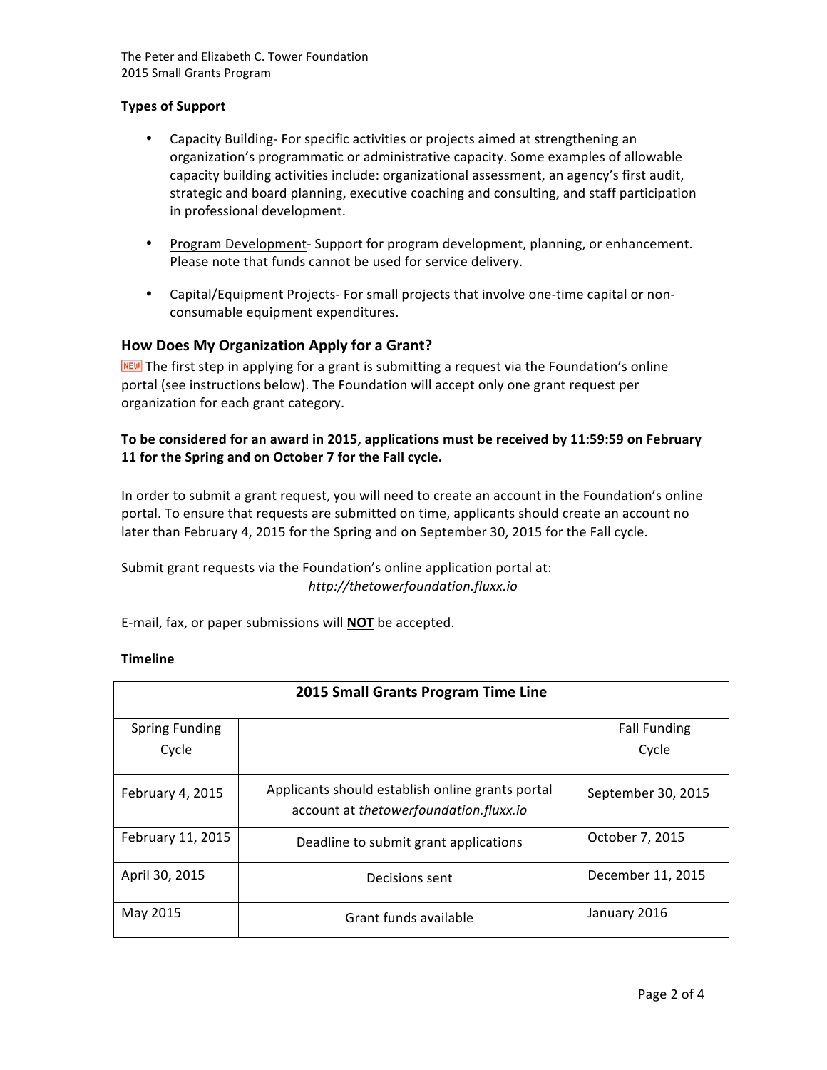### Types of Support

- Capacity Building- For specific activities or projects aimed at strengthening an organization's programmatic or administrative capacity. Some examples of allowable capacity building activities include: organizational assessment, an agency's first audit, strategic and board planning, executive coaching and consulting, and staff participation in professional development.

- Program Development- Support for program development, planning, or enhancement. Please note that funds cannot be used for service delivery.

- Capital/Equipment Projects- For small projects that involve one-time capital or non-consumable equipment expenditures.

## How Does My Organization Apply for a Grant?

NEW The first step in applying for a grant is submitting a request via the Foundation's online portal (see instructions below). The Foundation will accept only one grant request per organization for each grant category.

**To be considered for an award in 2015, applications must be received by 11:59:59 on February 11 for the Spring and on October 7 for the Fall cycle.**

In order to submit a grant request, you will need to create an account in the Foundation's online portal. To ensure that requests are submitted on time, applicants should create an account no later than February 4, 2015 for the Spring and on September 30, 2015 for the Fall cycle.

Submit grant requests via the Foundation's online application portal at:
*http://thetowerfoundation.fluxx.io*

E-mail, fax, or paper submissions will **NOT** be accepted.

### Timeline

| 2015 Small Grants Program Time Line | | |
|---|---|---|
| Spring Funding Cycle | | Fall Funding Cycle |
| February 4, 2015 | Applicants should establish online grants portal account at *thetowerfoundation.fluxx.io* | September 30, 2015 |
| February 11, 2015 | Deadline to submit grant applications | October 7, 2015 |
| April 30, 2015 | Decisions sent | December 11, 2015 |
| May 2015 | Grant funds available | January 2016 |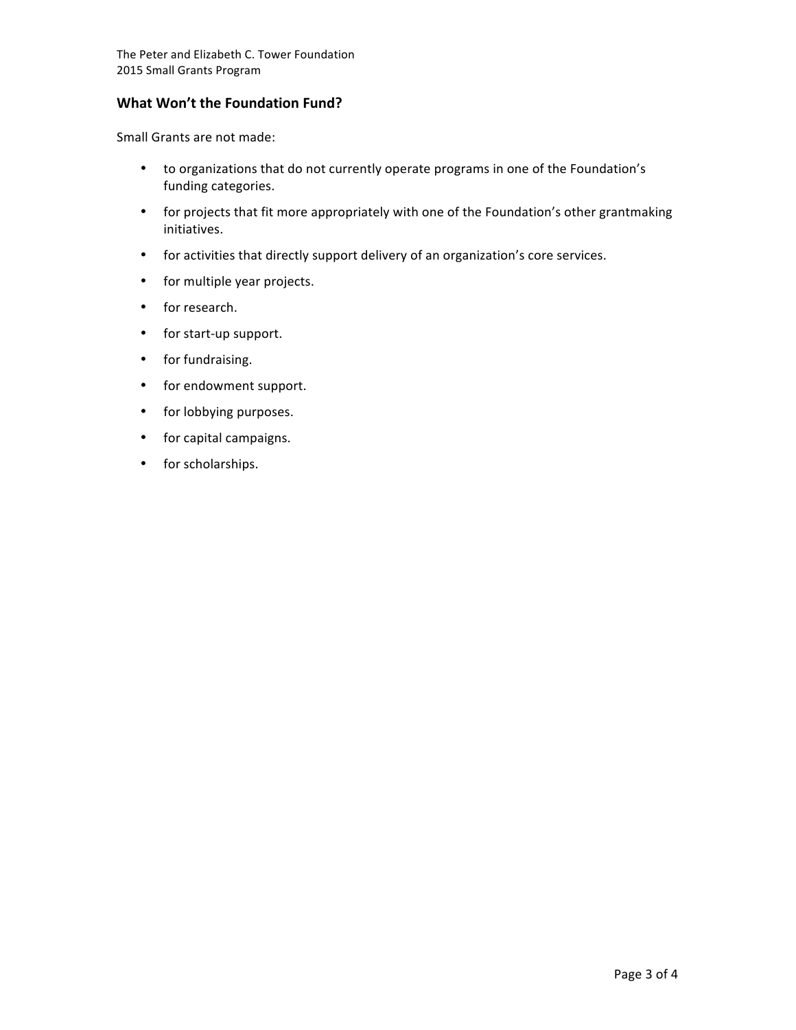## What Won't the Foundation Fund?

Small Grants are not made:

- to organizations that do not currently operate programs in one of the Foundation's funding categories.
- for projects that fit more appropriately with one of the Foundation's other grantmaking initiatives.
- for activities that directly support delivery of an organization's core services.
- for multiple year projects.
- for research.
- for start-up support.
- for fundraising.
- for endowment support.
- for lobbying purposes.
- for capital campaigns.
- for scholarships.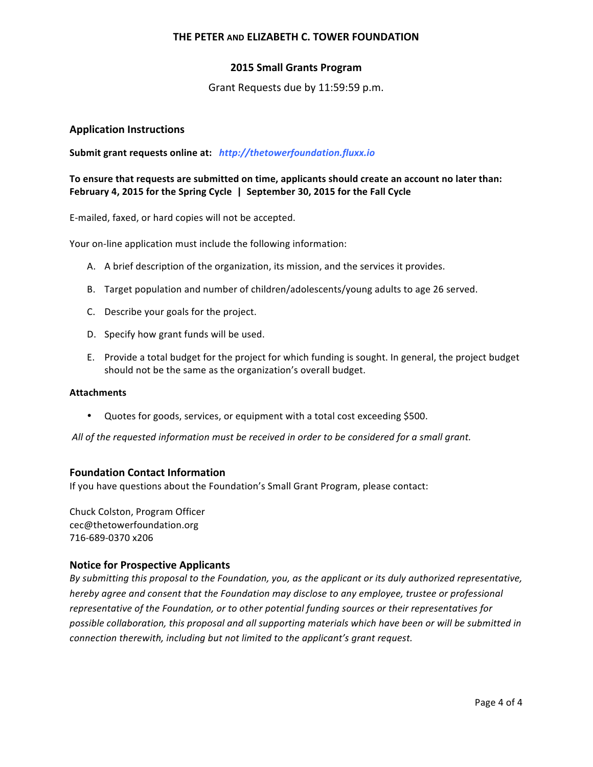# THE PETER AND ELIZABETH C. TOWER FOUNDATION

## 2015 Small Grants Program

Grant Requests due by 11:59:59 p.m.

### Application Instructions

**Submit grant requests online at:** ***http://thetowerfoundation.fluxx.io***

**To ensure that requests are submitted on time, applicants should create an account no later than: February 4, 2015 for the Spring Cycle | September 30, 2015 for the Fall Cycle**

E-mailed, faxed, or hard copies will not be accepted.

Your on-line application must include the following information:

A. A brief description of the organization, its mission, and the services it provides.

B. Target population and number of children/adolescents/young adults to age 26 served.

C. Describe your goals for the project.

D. Specify how grant funds will be used.

E. Provide a total budget for the project for which funding is sought. In general, the project budget should not be the same as the organization's overall budget.

**Attachments**

- Quotes for goods, services, or equipment with a total cost exceeding $500.

*All of the requested information must be received in order to be considered for a small grant.*

### Foundation Contact Information

If you have questions about the Foundation's Small Grant Program, please contact:

Chuck Colston, Program Officer
cec@thetowerfoundation.org
716-689-0370 x206

### Notice for Prospective Applicants

*By submitting this proposal to the Foundation, you, as the applicant or its duly authorized representative, hereby agree and consent that the Foundation may disclose to any employee, trustee or professional representative of the Foundation, or to other potential funding sources or their representatives for possible collaboration, this proposal and all supporting materials which have been or will be submitted in connection therewith, including but not limited to the applicant's grant request.*